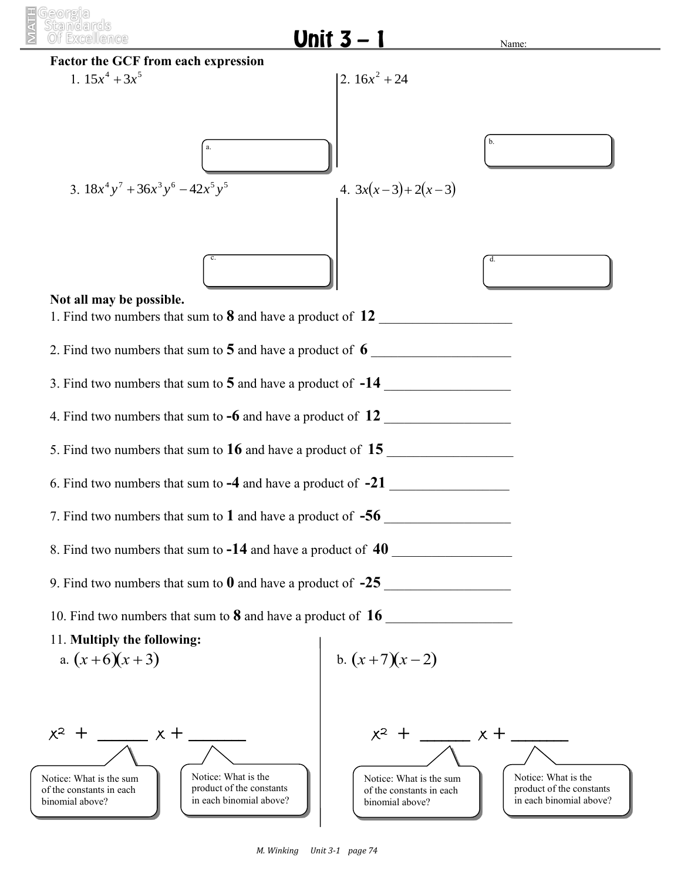# Unit 3 – 1

Name:

**Factor the GCF from each expression**

1. $15x^4 + 3x^5$

a.

2. $16x^2 + 24$

b.

3. $18x^4y^7 + 36x^3y^6 - 42x^5y^5$

c.

4. $3x(x-3) + 2(x-3)$

d.

**Not all may be possible.**

1. Find two numbers that sum to **8** and have a product of **12** ___________________

2. Find two numbers that sum to **5** and have a product of **6** ___________________

3. Find two numbers that sum to **5** and have a product of **-14** ___________________

4. Find two numbers that sum to **-6** and have a product of **12** ___________________

5. Find two numbers that sum to **16** and have a product of **15** ___________________

6. Find two numbers that sum to **-4** and have a product of **-21** ___________________

7. Find two numbers that sum to **1** and have a product of **-56** ___________________

8. Find two numbers that sum to **-14** and have a product of **40** ___________________

9. Find two numbers that sum to **0** and have a product of **-25** ___________________

10. Find two numbers that sum to **8** and have a product of **16** ___________________

11. **Multiply the following:**

a. $(x+6)(x+3)$

$x^2 +$ ______ $x +$ ______

Notice: What is the sum of the constants in each binomial above?

Notice: What is the product of the constants in each binomial above?

b. $(x+7)(x-2)$

$x^2 +$ ______ $x +$ ______

Notice: What is the sum of the constants in each binomial above?

Notice: What is the product of the constants in each binomial above?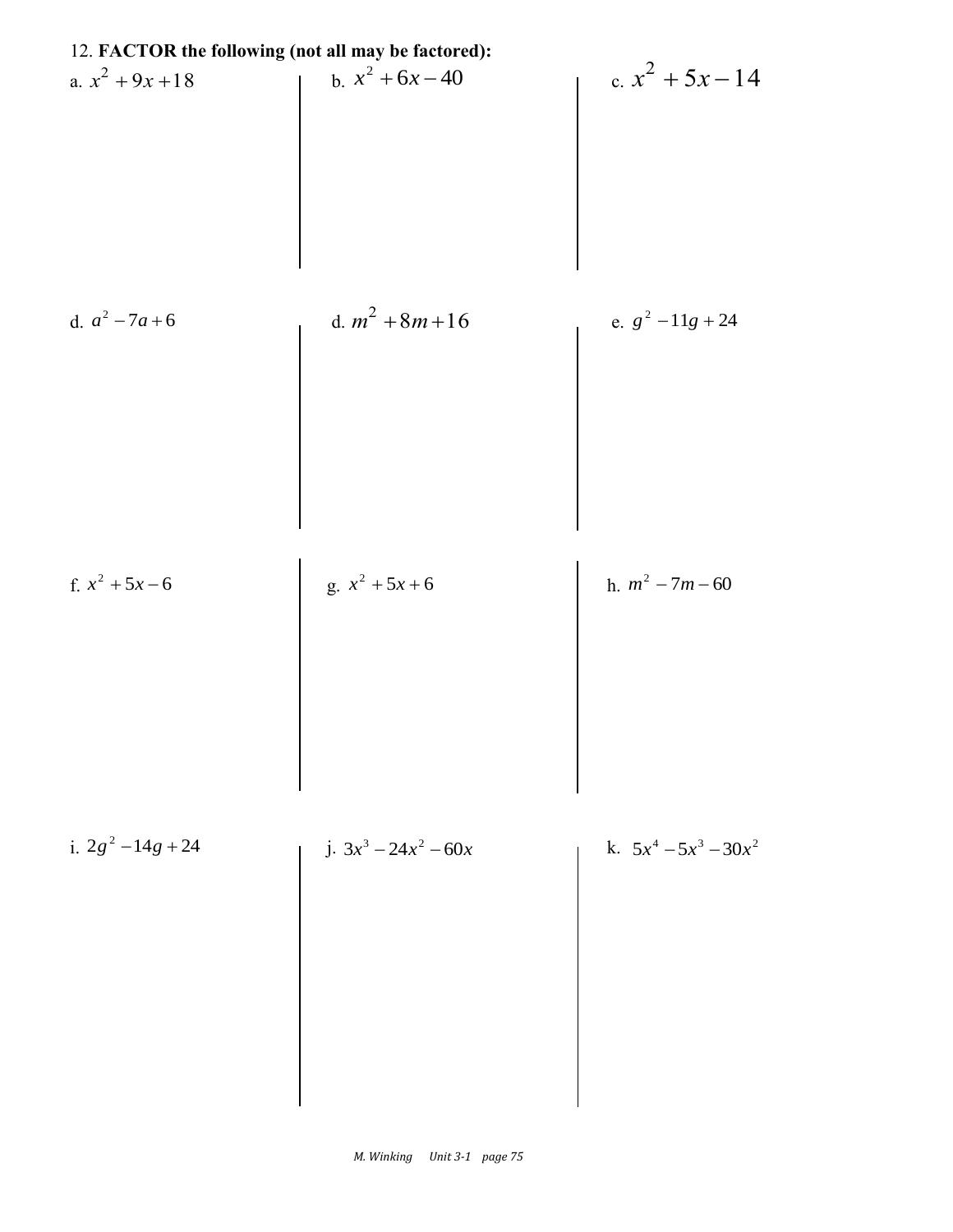12. **FACTOR the following (not all may be factored):**

a. $x^2 + 9x + 18$

b. $x^2 + 6x - 40$

c. $x^2 + 5x - 14$

d. $a^2 - 7a + 6$

d. $m^2 + 8m + 16$

e. $g^2 - 11g + 24$

f. $x^2 + 5x - 6$

g. $x^2 + 5x + 6$

h. $m^2 - 7m - 60$

i. $2g^2 - 14g + 24$

j. $3x^3 - 24x^2 - 60x$

k. $5x^4 - 5x^3 - 30x^2$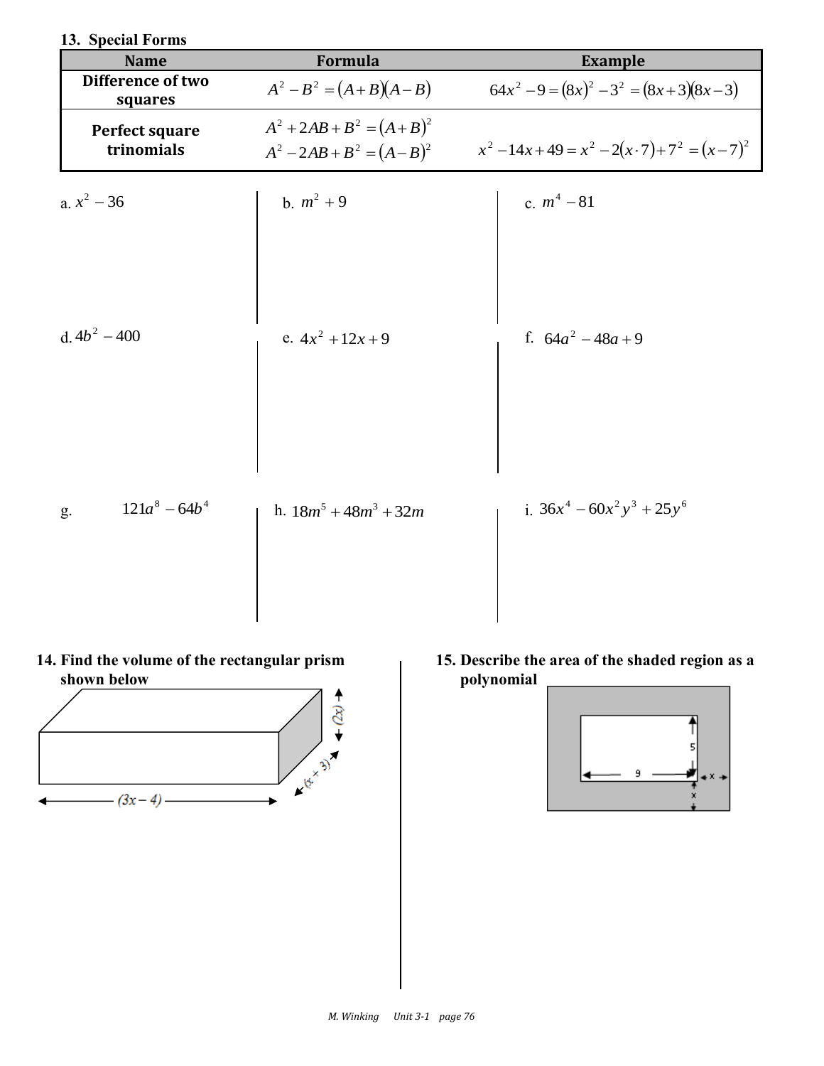### 13. Special Forms

| Name | Formula | Example |
|---|---|---|
| **Difference of two squares** | $A^2 - B^2 = (A+B)(A-B)$ | $64x^2 - 9 = (8x)^2 - 3^2 = (8x+3)(8x-3)$ |
| **Perfect square trinomials** | $A^2 + 2AB + B^2 = (A+B)^2$ <br> $A^2 - 2AB + B^2 = (A-B)^2$ | $x^2 - 14x + 49 = x^2 - 2(x \cdot 7) + 7^2 = (x-7)^2$ |

a. $x^2 - 36$

b. $m^2 + 9$

c. $m^4 - 81$

d. $4b^2 - 400$

e. $4x^2 + 12x + 9$

f. $64a^2 - 48a + 9$

g. $121a^8 - 64b^4$

h. $18m^5 + 48m^3 + 32m$

i. $36x^4 - 60x^2y^3 + 25y^6$

**14. Find the volume of the rectangular prism shown below**

$(2x)$

$(x + 3)$

$(3x - 4)$

**15. Describe the area of the shaded region as a polynomial**

5

9

x

x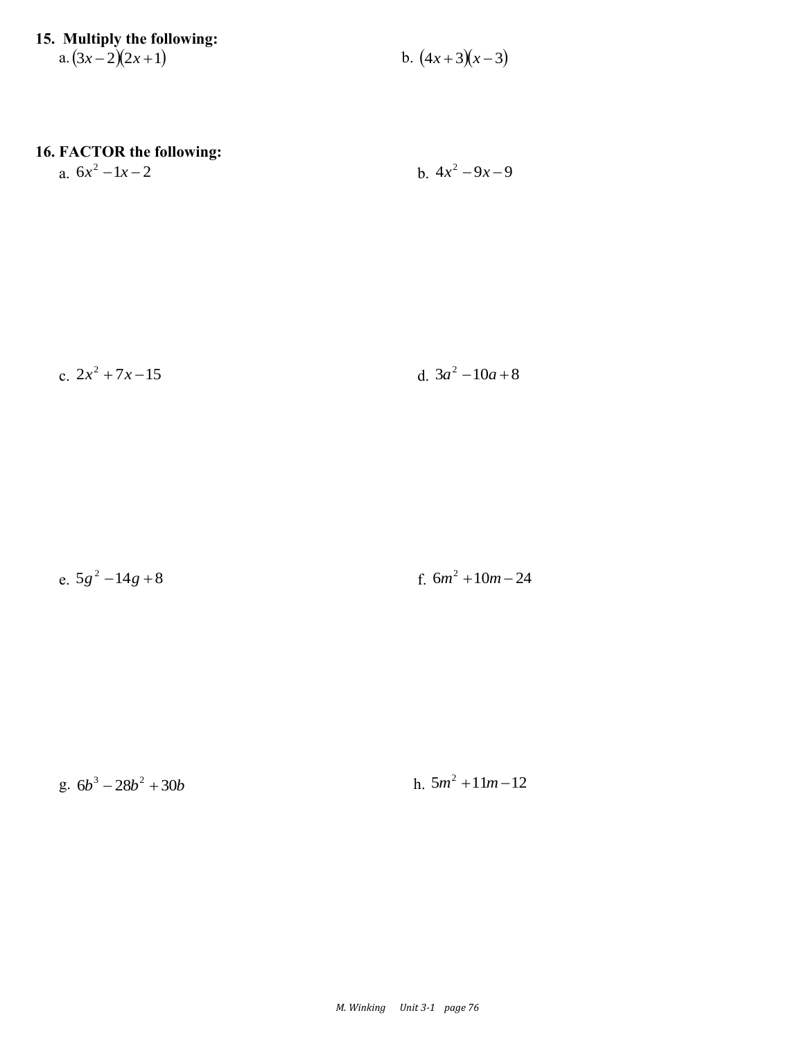**15. Multiply the following:**

a. $(3x-2)(2x+1)$

b. $(4x+3)(x-3)$

**16. FACTOR the following:**

a. $6x^2-1x-2$

b. $4x^2-9x-9$

c. $2x^2+7x-15$

d. $3a^2-10a+8$

e. $5g^2-14g+8$

f. $6m^2+10m-24$

g. $6b^3-28b^2+30b$

h. $5m^2+11m-12$